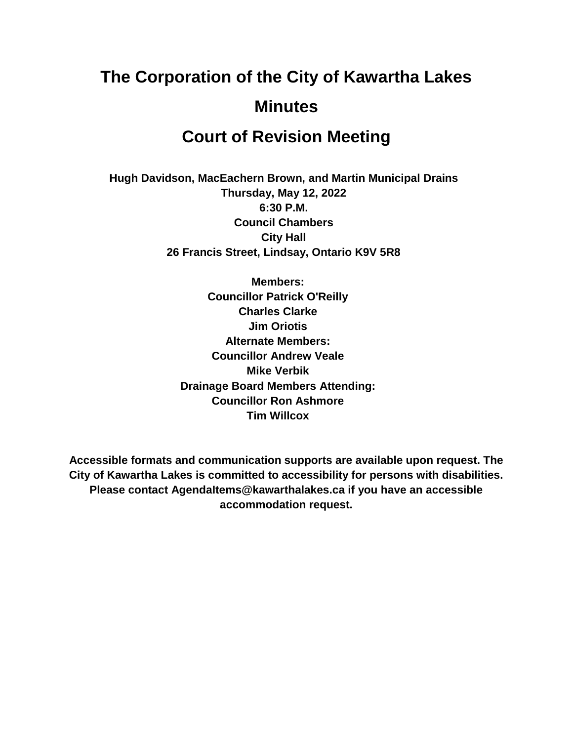# The Corporation of the City of Kawartha Lakes

# Minutes

# Court of Revision Meeting

**Hugh Davidson, MacEachern Brown, and Martin Municipal Drains**
**Thursday, May 12, 2022**
**6:30 P.M.**
**Council Chambers**
**City Hall**
**26 Francis Street, Lindsay, Ontario K9V 5R8**

**Members:**
**Councillor Patrick O'Reilly**
**Charles Clarke**
**Jim Oriotis**
**Alternate Members:**
**Councillor Andrew Veale**
**Mike Verbik**
**Drainage Board Members Attending:**
**Councillor Ron Ashmore**
**Tim Willcox**

**Accessible formats and communication supports are available upon request. The City of Kawartha Lakes is committed to accessibility for persons with disabilities. Please contact AgendaItems@kawarthalakes.ca if you have an accessible accommodation request.**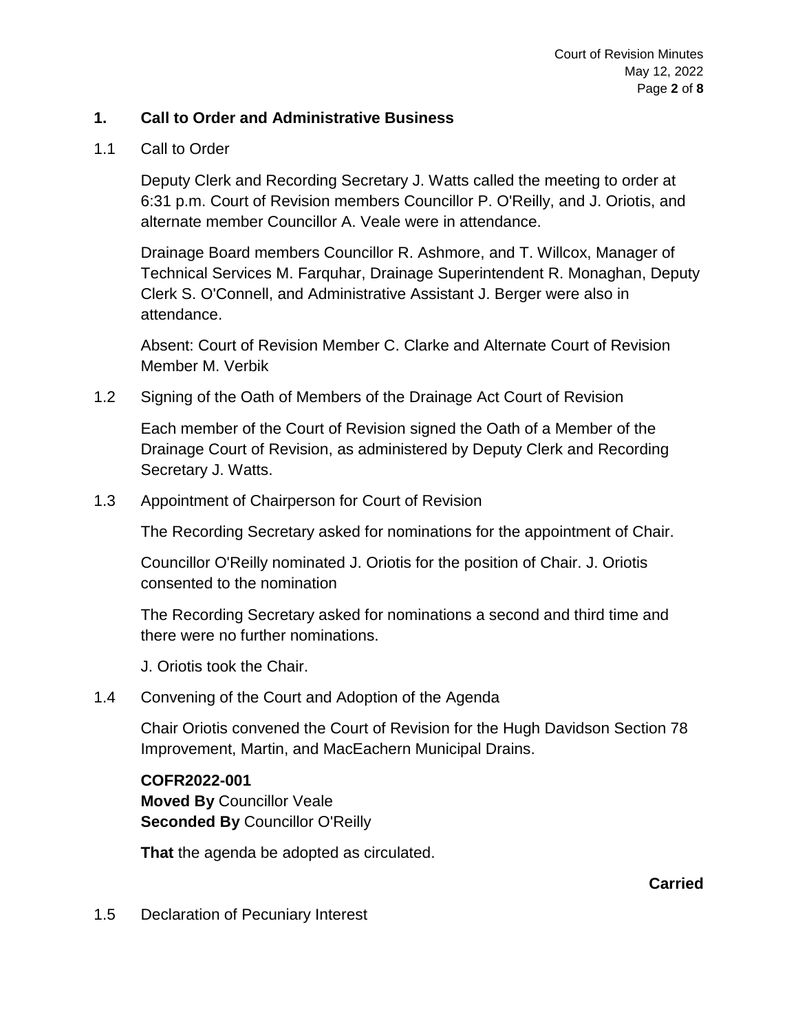## 1. Call to Order and Administrative Business

1.1 Call to Order

Deputy Clerk and Recording Secretary J. Watts called the meeting to order at 6:31 p.m. Court of Revision members Councillor P. O'Reilly, and J. Oriotis, and alternate member Councillor A. Veale were in attendance.

Drainage Board members Councillor R. Ashmore, and T. Willcox, Manager of Technical Services M. Farquhar, Drainage Superintendent R. Monaghan, Deputy Clerk S. O'Connell, and Administrative Assistant J. Berger were also in attendance.

Absent: Court of Revision Member C. Clarke and Alternate Court of Revision Member M. Verbik

1.2 Signing of the Oath of Members of the Drainage Act Court of Revision

Each member of the Court of Revision signed the Oath of a Member of the Drainage Court of Revision, as administered by Deputy Clerk and Recording Secretary J. Watts.

1.3 Appointment of Chairperson for Court of Revision

The Recording Secretary asked for nominations for the appointment of Chair.

Councillor O'Reilly nominated J. Oriotis for the position of Chair. J. Oriotis consented to the nomination

The Recording Secretary asked for nominations a second and third time and there were no further nominations.

J. Oriotis took the Chair.

1.4 Convening of the Court and Adoption of the Agenda

Chair Oriotis convened the Court of Revision for the Hugh Davidson Section 78 Improvement, Martin, and MacEachern Municipal Drains.

**COFR2022-001**
**Moved By** Councillor Veale
**Seconded By** Councillor O'Reilly

**That** the agenda be adopted as circulated.

**Carried**

1.5 Declaration of Pecuniary Interest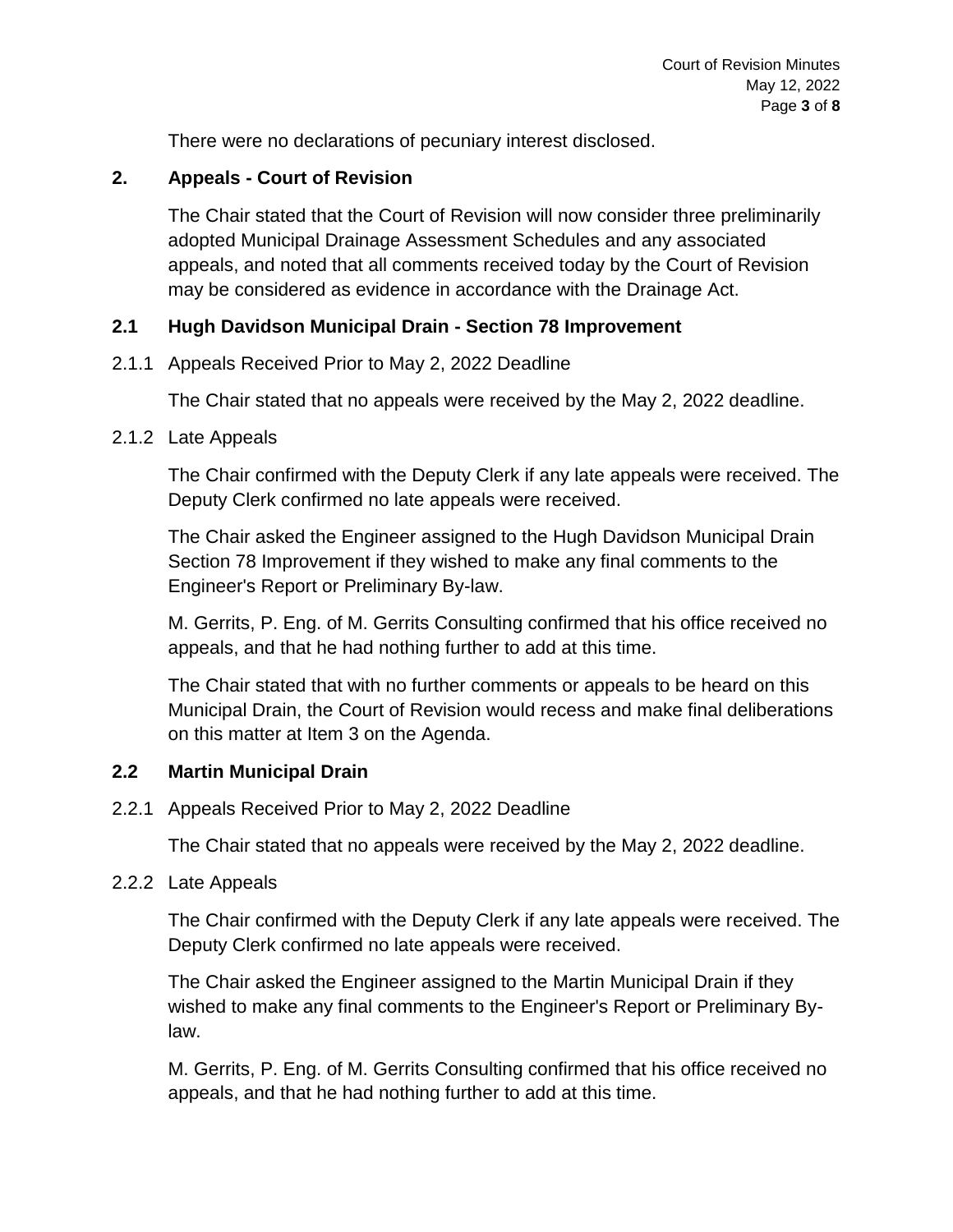There were no declarations of pecuniary interest disclosed.

## 2. Appeals - Court of Revision

The Chair stated that the Court of Revision will now consider three preliminarily adopted Municipal Drainage Assessment Schedules and any associated appeals, and noted that all comments received today by the Court of Revision may be considered as evidence in accordance with the Drainage Act.

### 2.1 Hugh Davidson Municipal Drain - Section 78 Improvement

2.1.1 Appeals Received Prior to May 2, 2022 Deadline

The Chair stated that no appeals were received by the May 2, 2022 deadline.

2.1.2 Late Appeals

The Chair confirmed with the Deputy Clerk if any late appeals were received. The Deputy Clerk confirmed no late appeals were received.

The Chair asked the Engineer assigned to the Hugh Davidson Municipal Drain Section 78 Improvement if they wished to make any final comments to the Engineer's Report or Preliminary By-law.

M. Gerrits, P. Eng. of M. Gerrits Consulting confirmed that his office received no appeals, and that he had nothing further to add at this time.

The Chair stated that with no further comments or appeals to be heard on this Municipal Drain, the Court of Revision would recess and make final deliberations on this matter at Item 3 on the Agenda.

### 2.2 Martin Municipal Drain

2.2.1 Appeals Received Prior to May 2, 2022 Deadline

The Chair stated that no appeals were received by the May 2, 2022 deadline.

2.2.2 Late Appeals

The Chair confirmed with the Deputy Clerk if any late appeals were received. The Deputy Clerk confirmed no late appeals were received.

The Chair asked the Engineer assigned to the Martin Municipal Drain if they wished to make any final comments to the Engineer's Report or Preliminary By-law.

M. Gerrits, P. Eng. of M. Gerrits Consulting confirmed that his office received no appeals, and that he had nothing further to add at this time.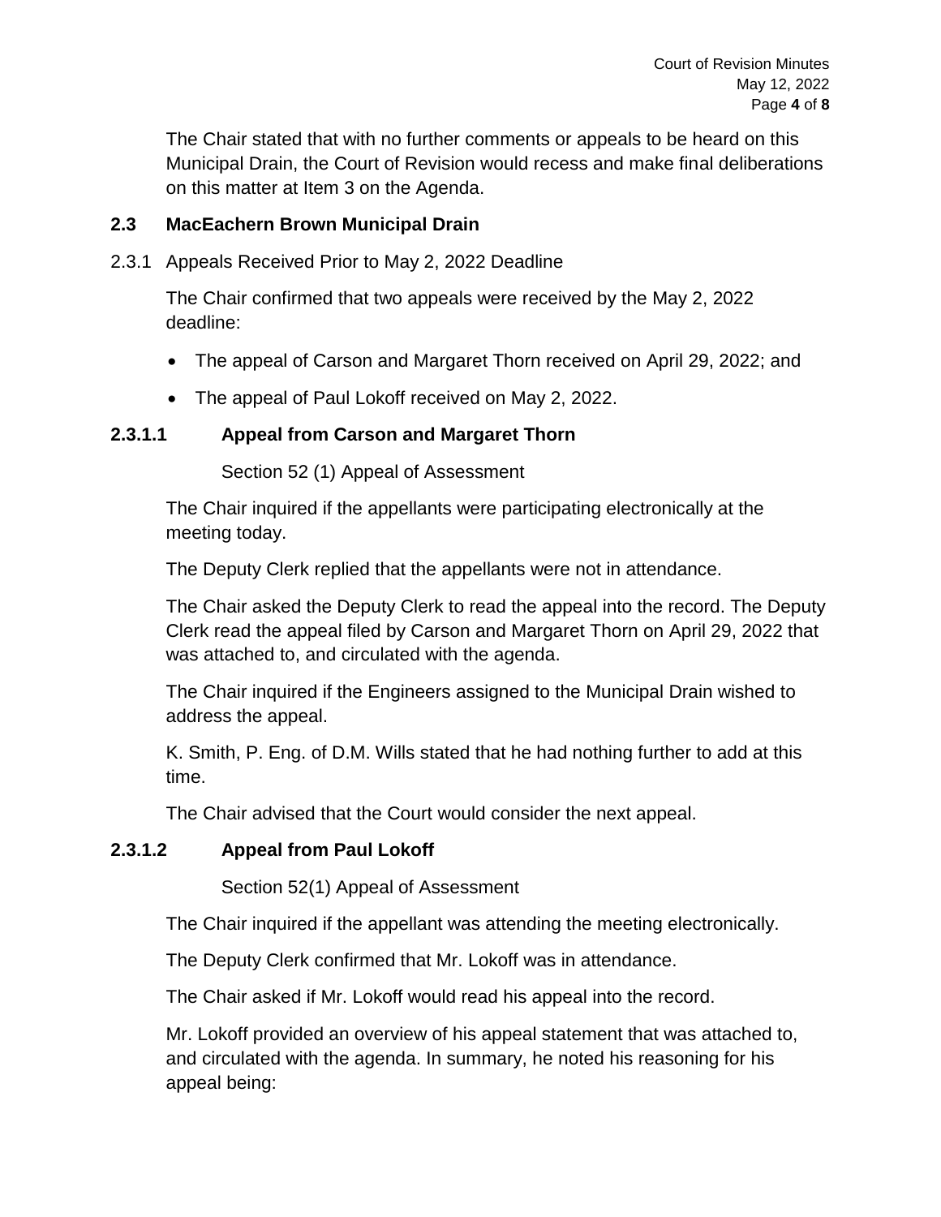The Chair stated that with no further comments or appeals to be heard on this Municipal Drain, the Court of Revision would recess and make final deliberations on this matter at Item 3 on the Agenda.

### 2.3 MacEachern Brown Municipal Drain

2.3.1 Appeals Received Prior to May 2, 2022 Deadline

The Chair confirmed that two appeals were received by the May 2, 2022 deadline:

- The appeal of Carson and Margaret Thorn received on April 29, 2022; and
- The appeal of Paul Lokoff received on May 2, 2022.

#### 2.3.1.1 Appeal from Carson and Margaret Thorn

Section 52 (1) Appeal of Assessment

The Chair inquired if the appellants were participating electronically at the meeting today.

The Deputy Clerk replied that the appellants were not in attendance.

The Chair asked the Deputy Clerk to read the appeal into the record. The Deputy Clerk read the appeal filed by Carson and Margaret Thorn on April 29, 2022 that was attached to, and circulated with the agenda.

The Chair inquired if the Engineers assigned to the Municipal Drain wished to address the appeal.

K. Smith, P. Eng. of D.M. Wills stated that he had nothing further to add at this time.

The Chair advised that the Court would consider the next appeal.

#### 2.3.1.2 Appeal from Paul Lokoff

Section 52(1) Appeal of Assessment

The Chair inquired if the appellant was attending the meeting electronically.

The Deputy Clerk confirmed that Mr. Lokoff was in attendance.

The Chair asked if Mr. Lokoff would read his appeal into the record.

Mr. Lokoff provided an overview of his appeal statement that was attached to, and circulated with the agenda. In summary, he noted his reasoning for his appeal being: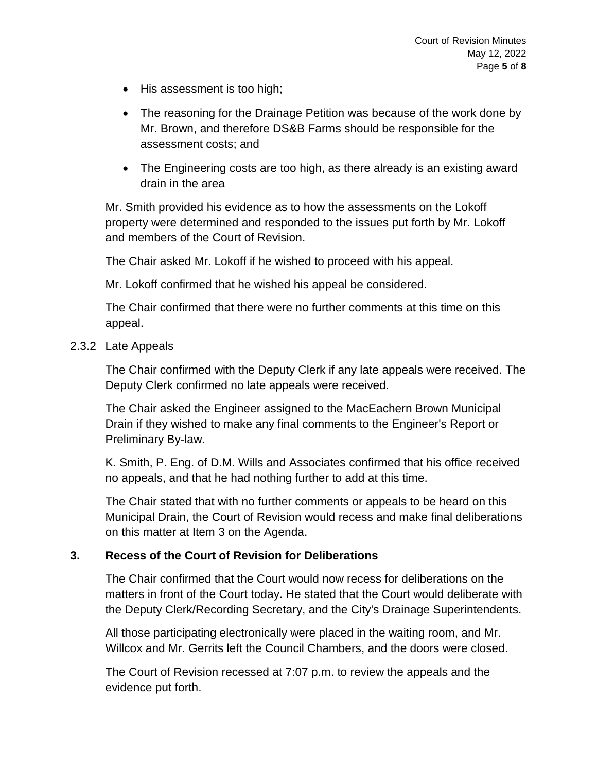- His assessment is too high;
- The reasoning for the Drainage Petition was because of the work done by Mr. Brown, and therefore DS&B Farms should be responsible for the assessment costs; and
- The Engineering costs are too high, as there already is an existing award drain in the area

Mr. Smith provided his evidence as to how the assessments on the Lokoff property were determined and responded to the issues put forth by Mr. Lokoff and members of the Court of Revision.

The Chair asked Mr. Lokoff if he wished to proceed with his appeal.

Mr. Lokoff confirmed that he wished his appeal be considered.

The Chair confirmed that there were no further comments at this time on this appeal.

2.3.2 Late Appeals

The Chair confirmed with the Deputy Clerk if any late appeals were received. The Deputy Clerk confirmed no late appeals were received.

The Chair asked the Engineer assigned to the MacEachern Brown Municipal Drain if they wished to make any final comments to the Engineer's Report or Preliminary By-law.

K. Smith, P. Eng. of D.M. Wills and Associates confirmed that his office received no appeals, and that he had nothing further to add at this time.

The Chair stated that with no further comments or appeals to be heard on this Municipal Drain, the Court of Revision would recess and make final deliberations on this matter at Item 3 on the Agenda.

## 3. Recess of the Court of Revision for Deliberations

The Chair confirmed that the Court would now recess for deliberations on the matters in front of the Court today. He stated that the Court would deliberate with the Deputy Clerk/Recording Secretary, and the City's Drainage Superintendents.

All those participating electronically were placed in the waiting room, and Mr. Willcox and Mr. Gerrits left the Council Chambers, and the doors were closed.

The Court of Revision recessed at 7:07 p.m. to review the appeals and the evidence put forth.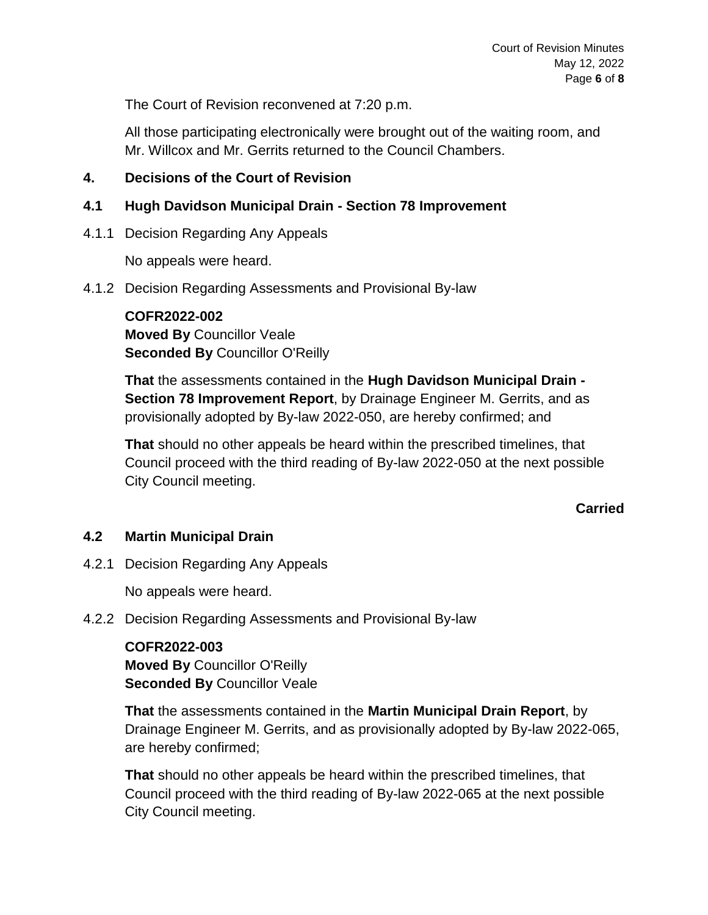The Court of Revision reconvened at 7:20 p.m.

All those participating electronically were brought out of the waiting room, and Mr. Willcox and Mr. Gerrits returned to the Council Chambers.

## 4. Decisions of the Court of Revision

### 4.1 Hugh Davidson Municipal Drain - Section 78 Improvement

4.1.1 Decision Regarding Any Appeals

No appeals were heard.

4.1.2 Decision Regarding Assessments and Provisional By-law

**COFR2022-002**
**Moved By** Councillor Veale
**Seconded By** Councillor O'Reilly

**That** the assessments contained in the **Hugh Davidson Municipal Drain - Section 78 Improvement Report**, by Drainage Engineer M. Gerrits, and as provisionally adopted by By-law 2022-050, are hereby confirmed; and

**That** should no other appeals be heard within the prescribed timelines, that Council proceed with the third reading of By-law 2022-050 at the next possible City Council meeting.

**Carried**

### 4.2 Martin Municipal Drain

4.2.1 Decision Regarding Any Appeals

No appeals were heard.

4.2.2 Decision Regarding Assessments and Provisional By-law

**COFR2022-003**
**Moved By** Councillor O'Reilly
**Seconded By** Councillor Veale

**That** the assessments contained in the **Martin Municipal Drain Report**, by Drainage Engineer M. Gerrits, and as provisionally adopted by By-law 2022-065, are hereby confirmed;

**That** should no other appeals be heard within the prescribed timelines, that Council proceed with the third reading of By-law 2022-065 at the next possible City Council meeting.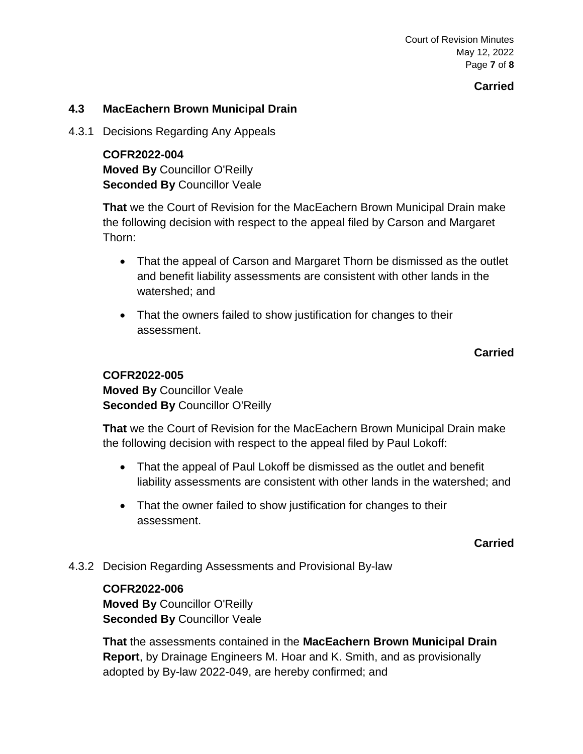**Carried**

### 4.3 MacEachern Brown Municipal Drain

4.3.1 Decisions Regarding Any Appeals

**COFR2022-004**
**Moved By** Councillor O'Reilly
**Seconded By** Councillor Veale

**That** we the Court of Revision for the MacEachern Brown Municipal Drain make the following decision with respect to the appeal filed by Carson and Margaret Thorn:

- That the appeal of Carson and Margaret Thorn be dismissed as the outlet and benefit liability assessments are consistent with other lands in the watershed; and
- That the owners failed to show justification for changes to their assessment.

**Carried**

**COFR2022-005**
**Moved By** Councillor Veale
**Seconded By** Councillor O'Reilly

**That** we the Court of Revision for the MacEachern Brown Municipal Drain make the following decision with respect to the appeal filed by Paul Lokoff:

- That the appeal of Paul Lokoff be dismissed as the outlet and benefit liability assessments are consistent with other lands in the watershed; and
- That the owner failed to show justification for changes to their assessment.

**Carried**

4.3.2 Decision Regarding Assessments and Provisional By-law

**COFR2022-006**
**Moved By** Councillor O'Reilly
**Seconded By** Councillor Veale

**That** the assessments contained in the **MacEachern Brown Municipal Drain Report**, by Drainage Engineers M. Hoar and K. Smith, and as provisionally adopted by By-law 2022-049, are hereby confirmed; and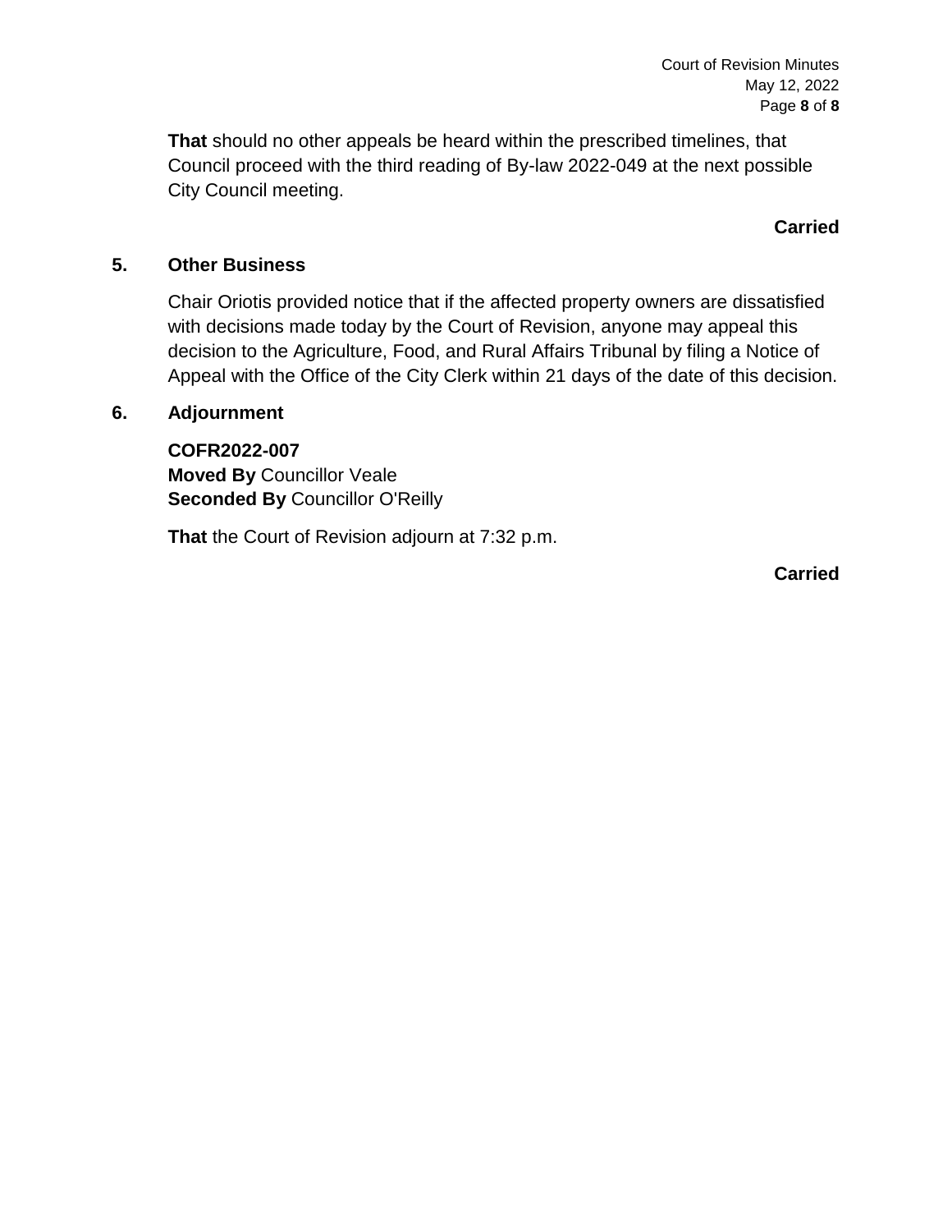**That** should no other appeals be heard within the prescribed timelines, that Council proceed with the third reading of By-law 2022-049 at the next possible City Council meeting.

**Carried**

## 5. Other Business

Chair Oriotis provided notice that if the affected property owners are dissatisfied with decisions made today by the Court of Revision, anyone may appeal this decision to the Agriculture, Food, and Rural Affairs Tribunal by filing a Notice of Appeal with the Office of the City Clerk within 21 days of the date of this decision.

## 6. Adjournment

**COFR2022-007**
**Moved By** Councillor Veale
**Seconded By** Councillor O'Reilly

**That** the Court of Revision adjourn at 7:32 p.m.

**Carried**